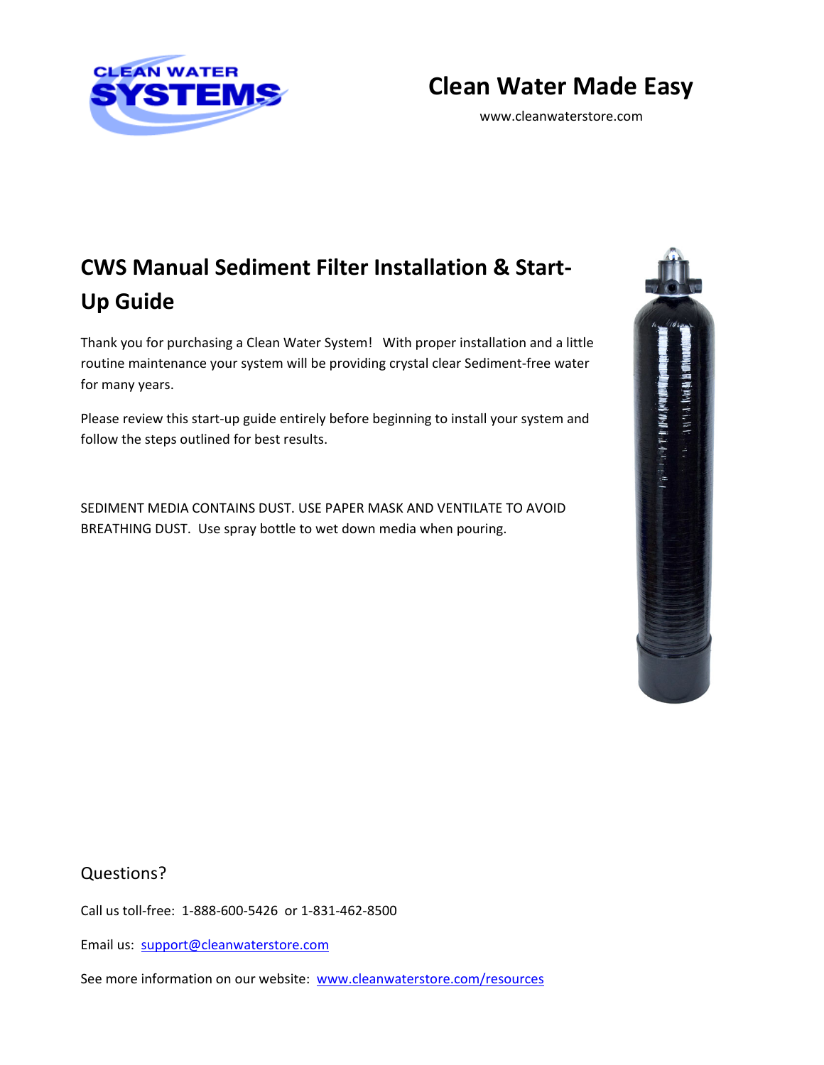CLEAN WATER SYSTEMS

# Clean Water Made Easy

www.cleanwaterstore.com

## CWS Manual Sediment Filter Installation & Start-Up Guide

Thank you for purchasing a Clean Water System! With proper installation and a little routine maintenance your system will be providing crystal clear Sediment-free water for many years.

Please review this start-up guide entirely before beginning to install your system and follow the steps outlined for best results.

SEDIMENT MEDIA CONTAINS DUST. USE PAPER MASK AND VENTILATE TO AVOID BREATHING DUST. Use spray bottle to wet down media when pouring.

### Questions?

Call us toll-free: 1-888-600-5426 or 1-831-462-8500

Email us: support@cleanwaterstore.com

See more information on our website: www.cleanwaterstore.com/resources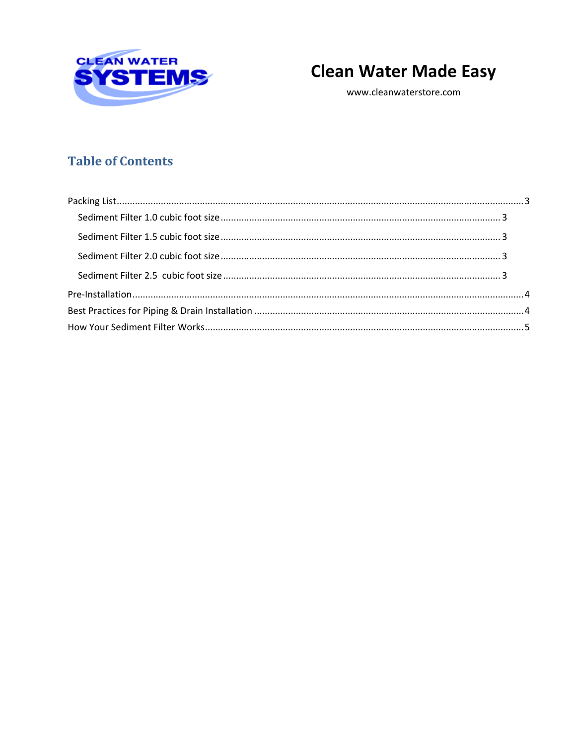# Clean Water Made Easy

www.cleanwaterstore.com

## Table of Contents

Packing List ..... 3

- Sediment Filter 1.0 cubic foot size ..... 3
- Sediment Filter 1.5 cubic foot size ..... 3
- Sediment Filter 2.0 cubic foot size ..... 3
- Sediment Filter 2.5 cubic foot size ..... 3

Pre-Installation ..... 4

Best Practices for Piping & Drain Installation ..... 4

How Your Sediment Filter Works ..... 5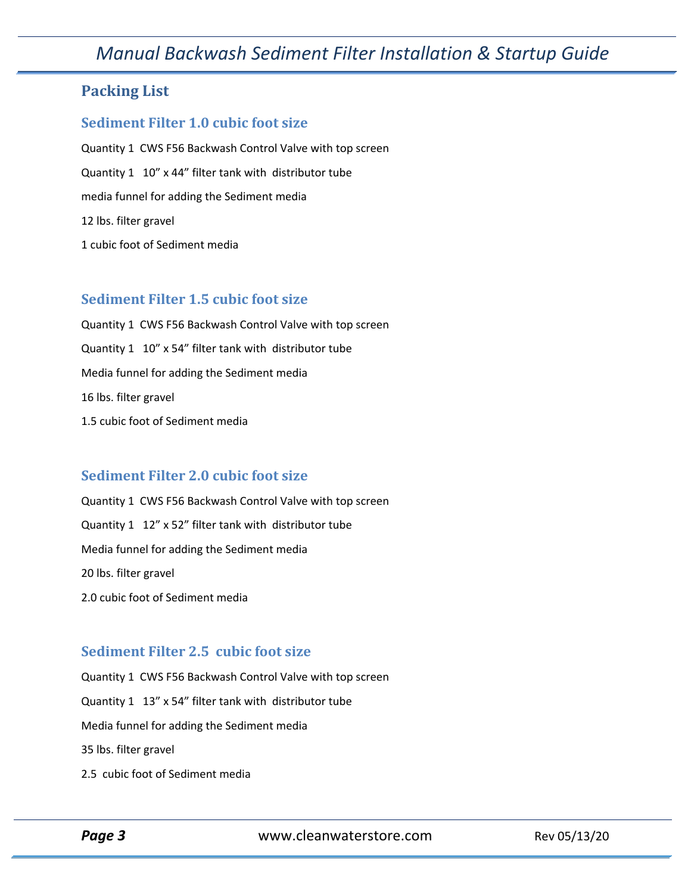## Packing List

### Sediment Filter 1.0 cubic foot size

Quantity 1 CWS F56 Backwash Control Valve with top screen

Quantity 1 10" x 44" filter tank with distributor tube

media funnel for adding the Sediment media

12 lbs. filter gravel

1 cubic foot of Sediment media

### Sediment Filter 1.5 cubic foot size

Quantity 1 CWS F56 Backwash Control Valve with top screen

Quantity 1 10" x 54" filter tank with distributor tube

Media funnel for adding the Sediment media

16 lbs. filter gravel

1.5 cubic foot of Sediment media

### Sediment Filter 2.0 cubic foot size

Quantity 1 CWS F56 Backwash Control Valve with top screen

Quantity 1 12" x 52" filter tank with distributor tube

Media funnel for adding the Sediment media

20 lbs. filter gravel

2.0 cubic foot of Sediment media

### Sediment Filter 2.5 cubic foot size

Quantity 1 CWS F56 Backwash Control Valve with top screen

Quantity 1 13" x 54" filter tank with distributor tube

Media funnel for adding the Sediment media

35 lbs. filter gravel

2.5 cubic foot of Sediment media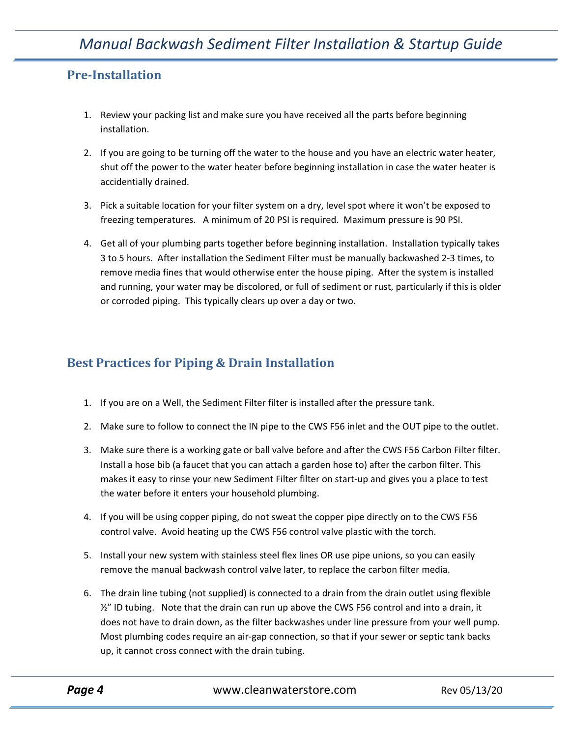## Pre-Installation

1. Review your packing list and make sure you have received all the parts before beginning installation.

2. If you are going to be turning off the water to the house and you have an electric water heater, shut off the power to the water heater before beginning installation in case the water heater is accidentially drained.

3. Pick a suitable location for your filter system on a dry, level spot where it won't be exposed to freezing temperatures. A minimum of 20 PSI is required. Maximum pressure is 90 PSI.

4. Get all of your plumbing parts together before beginning installation. Installation typically takes 3 to 5 hours. After installation the Sediment Filter must be manually backwashed 2-3 times, to remove media fines that would otherwise enter the house piping. After the system is installed and running, your water may be discolored, or full of sediment or rust, particularly if this is older or corroded piping. This typically clears up over a day or two.

## Best Practices for Piping & Drain Installation

1. If you are on a Well, the Sediment Filter filter is installed after the pressure tank.

2. Make sure to follow to connect the IN pipe to the CWS F56 inlet and the OUT pipe to the outlet.

3. Make sure there is a working gate or ball valve before and after the CWS F56 Carbon Filter filter. Install a hose bib (a faucet that you can attach a garden hose to) after the carbon filter. This makes it easy to rinse your new Sediment Filter filter on start-up and gives you a place to test the water before it enters your household plumbing.

4. If you will be using copper piping, do not sweat the copper pipe directly on to the CWS F56 control valve. Avoid heating up the CWS F56 control valve plastic with the torch.

5. Install your new system with stainless steel flex lines OR use pipe unions, so you can easily remove the manual backwash control valve later, to replace the carbon filter media.

6. The drain line tubing (not supplied) is connected to a drain from the drain outlet using flexible ½" ID tubing. Note that the drain can run up above the CWS F56 control and into a drain, it does not have to drain down, as the filter backwashes under line pressure from your well pump. Most plumbing codes require an air-gap connection, so that if your sewer or septic tank backs up, it cannot cross connect with the drain tubing.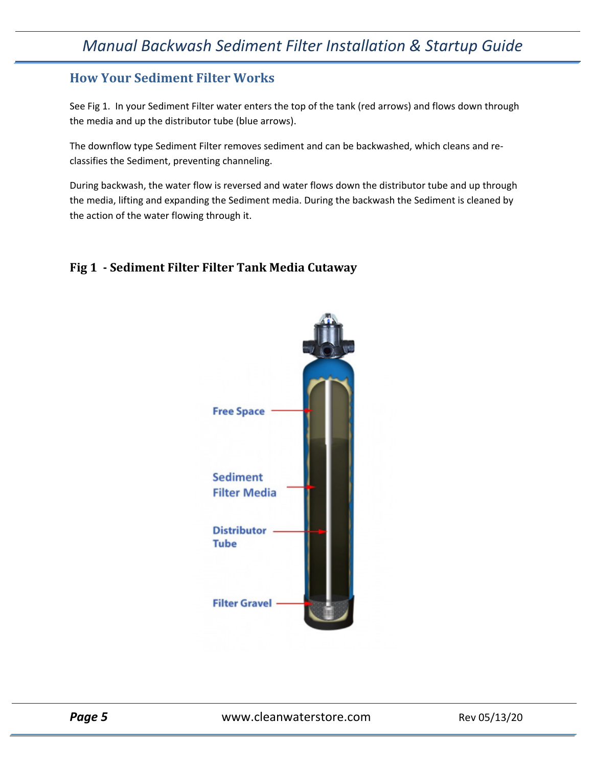## How Your Sediment Filter Works

See Fig 1. In your Sediment Filter water enters the top of the tank (red arrows) and flows down through the media and up the distributor tube (blue arrows).

The downflow type Sediment Filter removes sediment and can be backwashed, which cleans and re-classifies the Sediment, preventing channeling.

During backwash, the water flow is reversed and water flows down the distributor tube and up through the media, lifting and expanding the Sediment media. During the backwash the Sediment is cleaned by the action of the water flowing through it.

### Fig 1 - Sediment Filter Filter Tank Media Cutaway

Free Space

Sediment Filter Media

Distributor Tube

Filter Gravel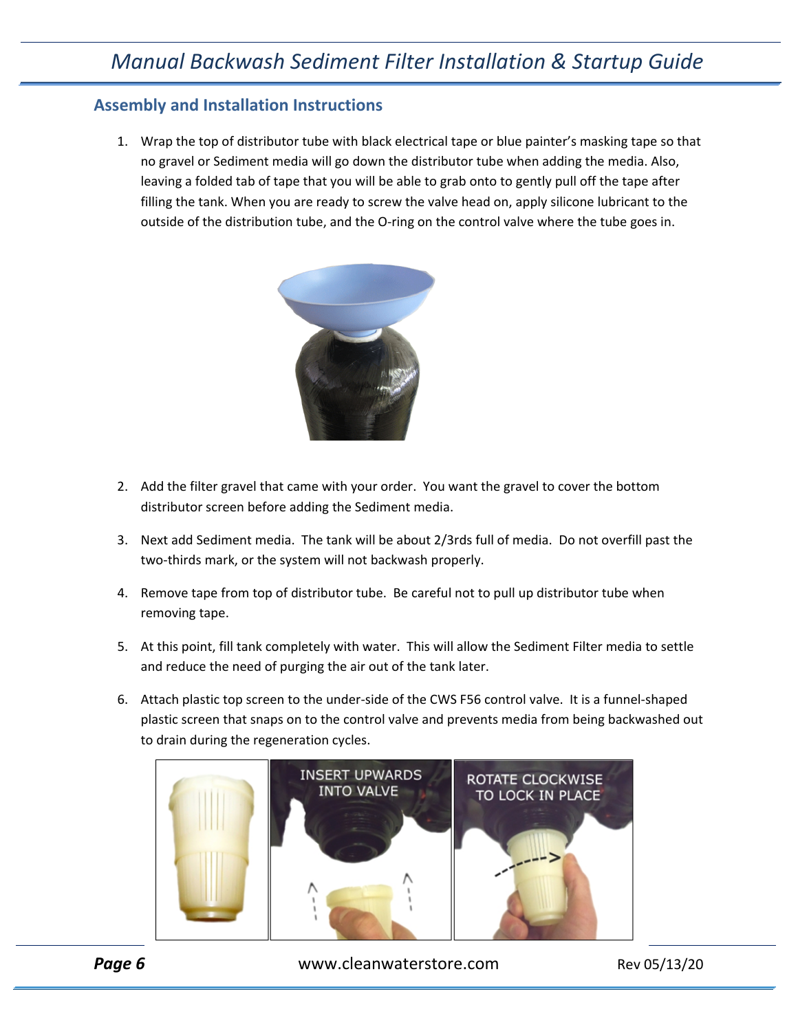## Assembly and Installation Instructions

1. Wrap the top of distributor tube with black electrical tape or blue painter's masking tape so that no gravel or Sediment media will go down the distributor tube when adding the media. Also, leaving a folded tab of tape that you will be able to grab onto to gently pull off the tape after filling the tank. When you are ready to screw the valve head on, apply silicone lubricant to the outside of the distribution tube, and the O-ring on the control valve where the tube goes in.

2. Add the filter gravel that came with your order. You want the gravel to cover the bottom distributor screen before adding the Sediment media.

3. Next add Sediment media. The tank will be about 2/3rds full of media. Do not overfill past the two-thirds mark, or the system will not backwash properly.

4. Remove tape from top of distributor tube. Be careful not to pull up distributor tube when removing tape.

5. At this point, fill tank completely with water. This will allow the Sediment Filter media to settle and reduce the need of purging the air out of the tank later.

6. Attach plastic top screen to the under-side of the CWS F56 control valve. It is a funnel-shaped plastic screen that snaps on to the control valve and prevents media from being backwashed out to drain during the regeneration cycles.

INSERT UPWARDS INTO VALVE

ROTATE CLOCKWISE TO LOCK IN PLACE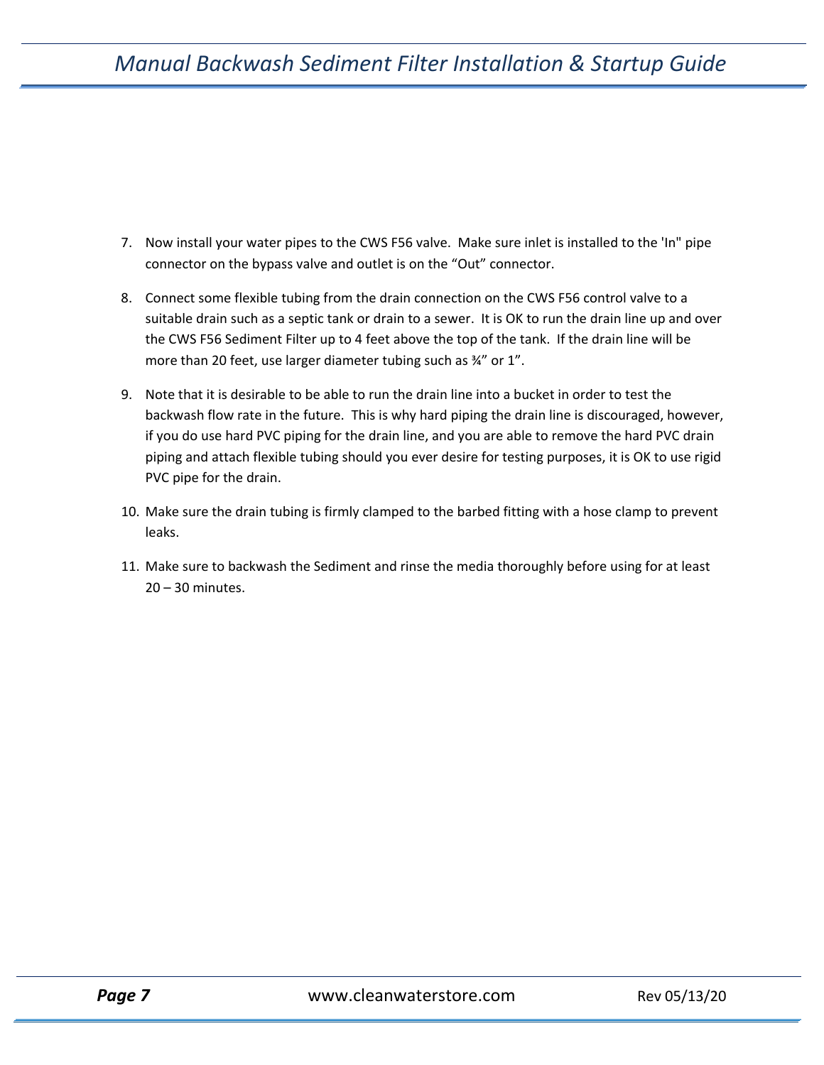7. Now install your water pipes to the CWS F56 valve. Make sure inlet is installed to the 'In" pipe connector on the bypass valve and outlet is on the “Out” connector.
8. Connect some flexible tubing from the drain connection on the CWS F56 control valve to a suitable drain such as a septic tank or drain to a sewer. It is OK to run the drain line up and over the CWS F56 Sediment Filter up to 4 feet above the top of the tank. If the drain line will be more than 20 feet, use larger diameter tubing such as ¾” or 1”.
9. Note that it is desirable to be able to run the drain line into a bucket in order to test the backwash flow rate in the future. This is why hard piping the drain line is discouraged, however, if you do use hard PVC piping for the drain line, and you are able to remove the hard PVC drain piping and attach flexible tubing should you ever desire for testing purposes, it is OK to use rigid PVC pipe for the drain.
10. Make sure the drain tubing is firmly clamped to the barbed fitting with a hose clamp to prevent leaks.
11. Make sure to backwash the Sediment and rinse the media thoroughly before using for at least 20 – 30 minutes.